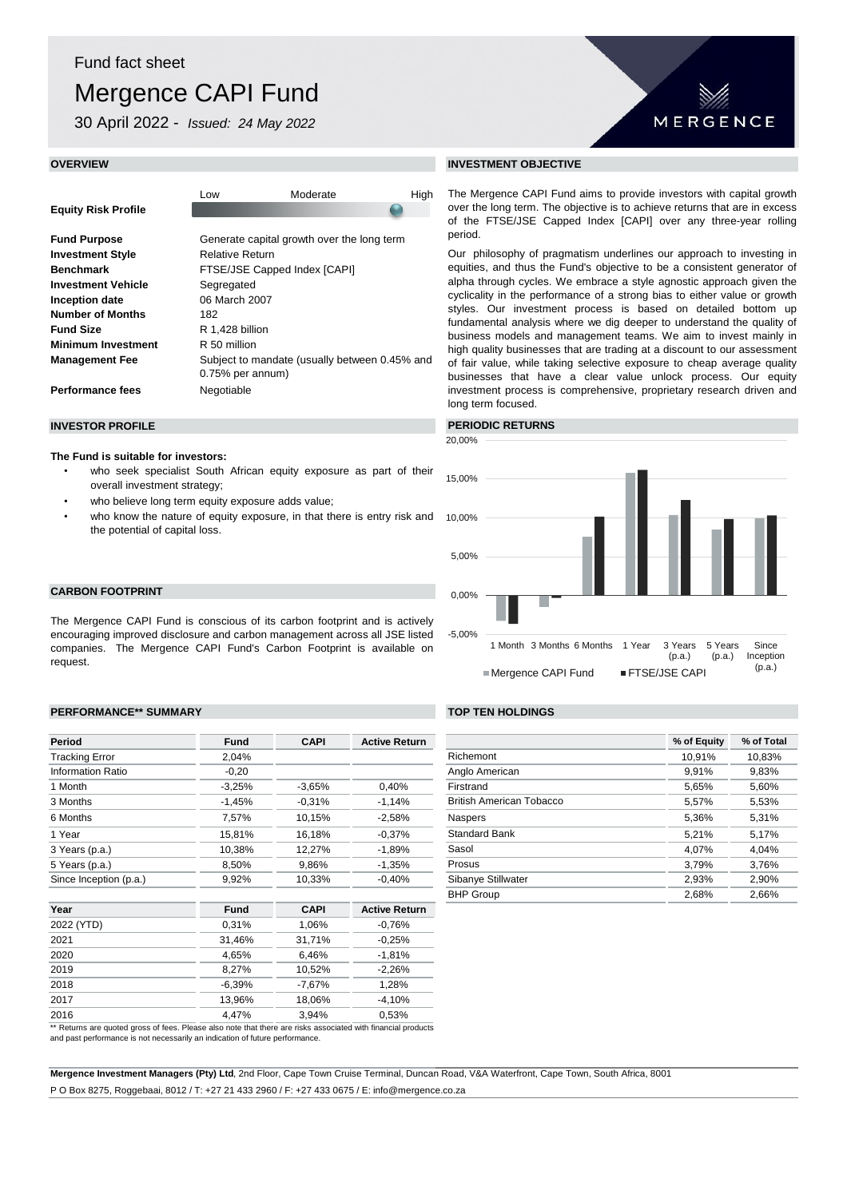# Fund fact sheet

# Mergence CAPI Fund

30 April 2022 - *Issued: 24 May 2022*

MERGENCE

## OVERVIEW

| | Low | Moderate | High |
|---|---|---|---|
| **Equity Risk Profile** | | | ● |

| | |
|---|---|
| **Fund Purpose** | Generate capital growth over the long term |
| **Investment Style** | Relative Return |
| **Benchmark** | FTSE/JSE Capped Index [CAPI] |
| **Investment Vehicle** | Segregated |
| **Inception date** | 06 March 2007 |
| **Number of Months** | 182 |
| **Fund Size** | R 1,428 billion |
| **Minimum Investment** | R 50 million |
| **Management Fee** | Subject to mandate (usually between 0.45% and 0.75% per annum) |
| **Performance fees** | Negotiable |

## INVESTMENT OBJECTIVE

The Mergence CAPI Fund aims to provide investors with capital growth over the long term. The objective is to achieve returns that are in excess of the FTSE/JSE Capped Index [CAPI] over any three-year rolling period.

Our philosophy of pragmatism underlines our approach to investing in equities, and thus the Fund's objective to be a consistent generator of alpha through cycles. We embrace a style agnostic approach given the cyclicality in the performance of a strong bias to either value or growth styles. Our investment process is based on detailed bottom up fundamental analysis where we dig deeper to understand the quality of business models and management teams. We aim to invest mainly in high quality businesses that are trading at a discount to our assessment of fair value, while taking selective exposure to cheap average quality businesses that have a clear value unlock process. Our equity investment process is comprehensive, proprietary research driven and long term focused.

## INVESTOR PROFILE

**The Fund is suitable for investors:**

- who seek specialist South African equity exposure as part of their overall investment strategy;
- who believe long term equity exposure adds value;
- who know the nature of equity exposure, in that there is entry risk and the potential of capital loss.

## PERIODIC RETURNS

| | 1 Month | 3 Months | 6 Months | 1 Year | 3 Years (p.a.) | 5 Years (p.a.) | Since Inception (p.a.) |
|---|---|---|---|---|---|---|---|
| Mergence CAPI Fund | -3,25% | -1,45% | 7,57% | 15,81% | 10,38% | 8,50% | 9,92% |
| FTSE/JSE CAPI | -3,65% | -0,31% | 10,15% | 16,18% | 12,27% | 9,86% | 10,33% |

## CARBON FOOTPRINT

The Mergence CAPI Fund is conscious of its carbon footprint and is actively encouraging improved disclosure and carbon management across all JSE listed companies. The Mergence CAPI Fund's Carbon Footprint is available on request.

## PERFORMANCE** SUMMARY

| Period | Fund | CAPI | Active Return |
|---|---|---|---|
| Tracking Error | 2,04% | | |
| Information Ratio | -0,20 | | |
| 1 Month | -3,25% | -3,65% | 0,40% |
| 3 Months | -1,45% | -0,31% | -1,14% |
| 6 Months | 7,57% | 10,15% | -2,58% |
| 1 Year | 15,81% | 16,18% | -0,37% |
| 3 Years (p.a.) | 10,38% | 12,27% | -1,89% |
| 5 Years (p.a.) | 8,50% | 9,86% | -1,35% |
| Since Inception (p.a.) | 9,92% | 10,33% | -0,40% |

| Year | Fund | CAPI | Active Return |
|---|---|---|---|
| 2022 (YTD) | 0,31% | 1,06% | -0,76% |
| 2021 | 31,46% | 31,71% | -0,25% |
| 2020 | 4,65% | 6,46% | -1,81% |
| 2019 | 8,27% | 10,52% | -2,26% |
| 2018 | -6,39% | -7,67% | 1,28% |
| 2017 | 13,96% | 18,06% | -4,10% |
| 2016 | 4,47% | 3,94% | 0,53% |

** Returns are quoted gross of fees. Please also note that there are risks associated with financial products and past performance is not necessarily an indication of future performance.

## TOP TEN HOLDINGS

| | % of Equity | % of Total |
|---|---|---|
| Richemont | 10,91% | 10,83% |
| Anglo American | 9,91% | 9,83% |
| Firstrand | 5,65% | 5,60% |
| British American Tobacco | 5,57% | 5,53% |
| Naspers | 5,36% | 5,31% |
| Standard Bank | 5,21% | 5,17% |
| Sasol | 4,07% | 4,04% |
| Prosus | 3,79% | 3,76% |
| Sibanye Stillwater | 2,93% | 2,90% |
| BHP Group | 2,68% | 2,66% |

**Mergence Investment Managers (Pty) Ltd**, 2nd Floor, Cape Town Cruise Terminal, Duncan Road, V&A Waterfront, Cape Town, South Africa, 8001

P O Box 8275, Roggebaai, 8012 / T: +27 21 433 2960 / F: +27 433 0675 / E: info@mergence.co.za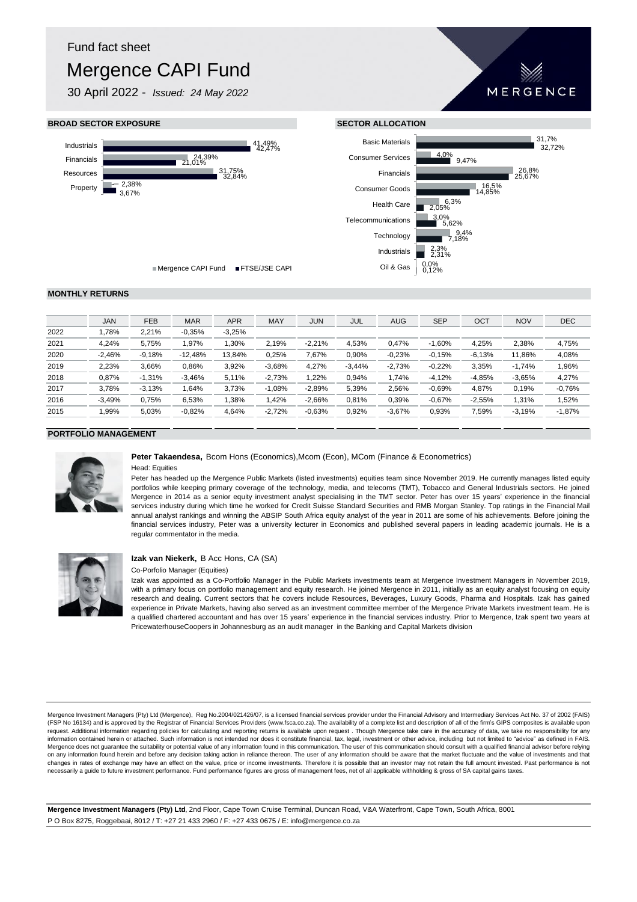Fund fact sheet

# Mergence CAPI Fund

30 April 2022 - *Issued: 24 May 2022*

MERGENCE

## BROAD SECTOR EXPOSURE

Industrials
41,49%
42,47%

Financials
24,39%
21,01%

Resources
31,75%
32,84%

Property
2,38%
3,67%

Mergence CAPI Fund ■ FTSE/JSE CAPI

## SECTOR ALLOCATION

Basic Materials
31,7%
32,72%

Consumer Services
4,0%
9,47%

Financials
26,8%
25,67%

Consumer Goods
16,5%
14,85%

Health Care
6,3%
2,05%

Telecommunications
3,0%
5,62%

Technology
9,4%
7,18%

Industrials
2,3%
2,31%

Oil & Gas
0,0%
0,12%

## MONTHLY RETURNS

| | JAN | FEB | MAR | APR | MAY | JUN | JUL | AUG | SEP | OCT | NOV | DEC |
|---|---|---|---|---|---|---|---|---|---|---|---|---|
| 2022 | 1,78% | 2,21% | -0,35% | -3,25% | | | | | | | | |
| 2021 | 4,24% | 5,75% | 1,97% | 1,30% | 2,19% | -2,21% | 4,53% | 0,47% | -1,60% | 4,25% | 2,38% | 4,75% |
| 2020 | -2,46% | -9,18% | -12,48% | 13,84% | 0,25% | 7,67% | 0,90% | -0,23% | -0,15% | -6,13% | 11,86% | 4,08% |
| 2019 | 2,23% | 3,66% | 0,86% | 3,92% | -3,68% | 4,27% | -3,44% | -2,73% | -0,22% | 3,35% | -1,74% | 1,96% |
| 2018 | 0,87% | -1,31% | -3,46% | 5,11% | -2,73% | 1,22% | 0,94% | 1,74% | -4,12% | -4,85% | -3,65% | 4,27% |
| 2017 | 3,78% | -3,13% | 1,64% | 3,73% | -1,08% | -2,89% | 5,39% | 2,56% | -0,69% | 4,87% | 0,19% | -0,76% |
| 2016 | -3,49% | 0,75% | 6,53% | 1,38% | 1,42% | -2,66% | 0,81% | 0,39% | -0,67% | -2,55% | 1,31% | 1,52% |
| 2015 | 1,99% | 5,03% | -0,82% | 4,64% | -2,72% | -0,63% | 0,92% | -3,67% | 0,93% | 7,59% | -3,19% | -1,87% |

## PORTFOLIO MANAGEMENT

**Peter Takaendesa,** Bcom Hons (Economics),Mcom (Econ), MCom (Finance & Econometrics)

Head: Equities

Peter has headed up the Mergence Public Markets (listed investments) equities team since November 2019. He currently manages listed equity portfolios while keeping primary coverage of the technology, media, and telecoms (TMT), Tobacco and General Industrials sectors. He joined Mergence in 2014 as a senior equity investment analyst specialising in the TMT sector. Peter has over 15 years' experience in the financial services industry during which time he worked for Credit Suisse Standard Securities and RMB Morgan Stanley. Top ratings in the Financial Mail annual analyst rankings and winning the ABSIP South Africa equity analyst of the year in 2011 are some of his achievements. Before joining the financial services industry, Peter was a university lecturer in Economics and published several papers in leading academic journals. He is a regular commentator in the media.

**Izak van Niekerk,** B Acc Hons, CA (SA)

Co-Porfolio Manager (Equities)

Izak was appointed as a Co-Portfolio Manager in the Public Markets investments team at Mergence Investment Managers in November 2019, with a primary focus on portfolio management and equity research. He joined Mergence in 2011, initially as an equity analyst focusing on equity research and dealing. Current sectors that he covers include Resources, Beverages, Luxury Goods, Pharma and Hospitals. Izak has gained experience in Private Markets, having also served as an investment committee member of the Mergence Private Markets investment team. He is a qualified chartered accountant and has over 15 years' experience in the financial services industry. Prior to Mergence, Izak spent two years at PricewaterhouseCoopers in Johannesburg as an audit manager in the Banking and Capital Markets division

Mergence Investment Managers (Pty) Ltd (Mergence), Reg No.2004/021426/07, is a licensed financial services provider under the Financial Advisory and Intermediary Services Act No. 37 of 2002 (FAIS) (FSP No 16134) and is approved by the Registrar of Financial Services Providers (www.fsca.co.za). The availability of a complete list and description of all of the firm's GIPS composites is available upon request. Additional information regarding policies for calculating and reporting returns is available upon request . Though Mergence take care in the accuracy of data, we take no responsibility for any information contained herein or attached. Such information is not intended nor does it constitute financial, tax, legal, investment or other advice, including but not limited to "advice" as defined in FAIS. Mergence does not guarantee the suitability or potential value of any information found in this communication. The user of this communication should consult with a qualified financial advisor before relying on any information found herein and before any decision taking action in reliance thereon. The user of any information should be aware that the market fluctuate and the value of investments and that changes in rates of exchange may have an effect on the value, price or income investments. Therefore it is possible that an investor may not retain the full amount invested. Past performance is not necessarily a guide to future investment performance. Fund performance figures are gross of management fees, net of all applicable withholding & gross of SA capital gains taxes.

**Mergence Investment Managers (Pty) Ltd**, 2nd Floor, Cape Town Cruise Terminal, Duncan Road, V&A Waterfront, Cape Town, South Africa, 8001

P O Box 8275, Roggebaai, 8012 / T: +27 21 433 2960 / F: +27 433 0675 / E: info@mergence.co.za